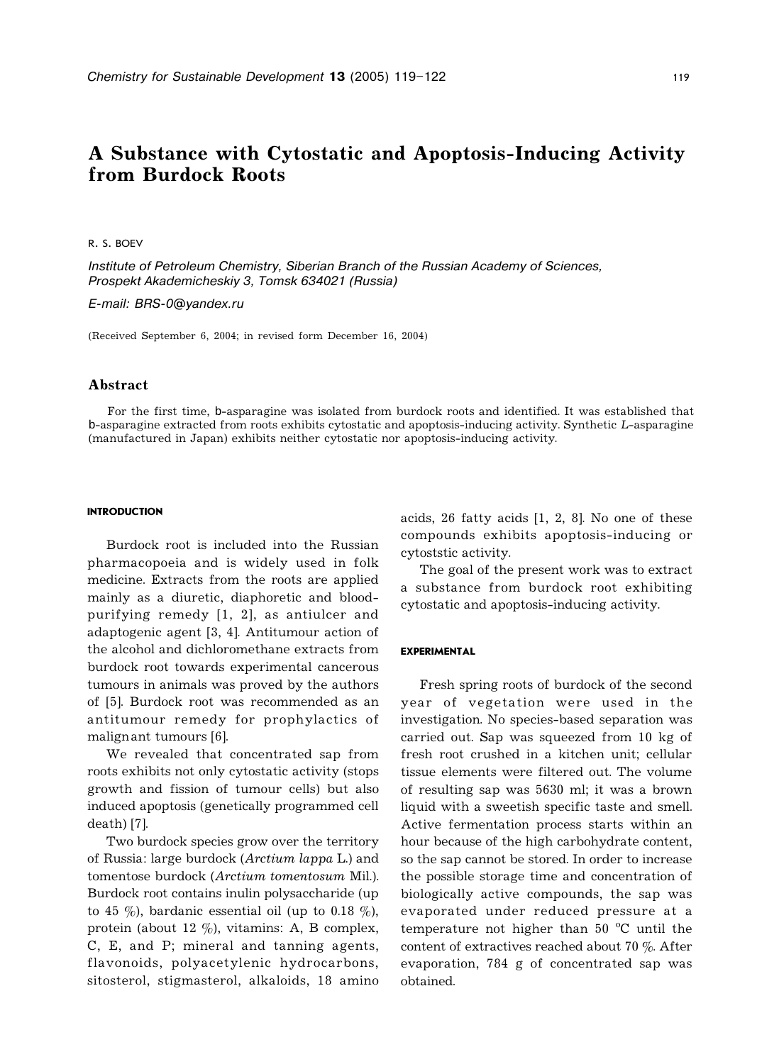# A Substance with Cytostatic and Apoptosis-Inducing Activity from Burdock Roots

R. S. BOEV

*Institute of Petroleum Chemistry, Siberian Branch of the Russian Academy of Sciences, Prospekt Akademicheskiy 3, Tomsk 634021 (Russia)*

*E-mail: BRS-0@yandex.ru*

(Received September 6, 2004; in revised form December 16, 2004)

## Abstract

For the first time, b-asparagine was isolated from burdock roots and identified. It was established that b-asparagine extracted from roots exhibits cytostatic and apoptosis-inducing activity. Synthetic *L*-asparagine (manufactured in Japan) exhibits neither cytostatic nor apoptosis-inducing activity.

## INTRODUCTION

Burdock root is included into the Russian pharmacopoeia and is widely used in folk medicine. Extracts from the roots are applied mainly as a diuretic, diaphoretic and blood-purifying remedy [1, 2], as antiulcer and adaptogenic agent [3, 4]. Antitumour action of the alcohol and dichloromethane extracts from burdock root towards experimental cancerous tumours in animals was proved by the authors of [5]. Burdock root was recommended as an antitumour remedy for prophylactics of malignant tumours [6].

We revealed that concentrated sap from roots exhibits not only cytostatic activity (stops growth and fission of tumour cells) but also induced apoptosis (genetically programmed cell death) [7].

Two burdock species grow over the territory of Russia: large burdock (*Arctium lappa* L.) and tomentose burdock (*Arctium tomentosum* Mil.). Burdock root contains inulin polysaccharide (up to 45 %), bardanic essential oil (up to 0.18 %), protein (about 12 %), vitamins: A, B complex, C, E, and P; mineral and tanning agents, flavonoids, polyacetylenic hydrocarbons, sitosterol, stigmasterol, alkaloids, 18 amino acids, 26 fatty acids [1, 2, 8]. No one of these compounds exhibits apoptosis-inducing or cytoststic activity.

The goal of the present work was to extract a substance from burdock root exhibiting cytostatic and apoptosis-inducing activity.

## EXPERIMENTAL

Fresh spring roots of burdock of the second year of vegetation were used in the investigation. No species-based separation was carried out. Sap was squeezed from 10 kg of fresh root crushed in a kitchen unit; cellular tissue elements were filtered out. The volume of resulting sap was 5630 ml; it was a brown liquid with a sweetish specific taste and smell. Active fermentation process starts within an hour because of the high carbohydrate content, so the sap cannot be stored. In order to increase the possible storage time and concentration of biologically active compounds, the sap was evaporated under reduced pressure at a temperature not higher than 50 °C until the content of extractives reached about 70 %. After evaporation, 784 g of concentrated sap was obtained.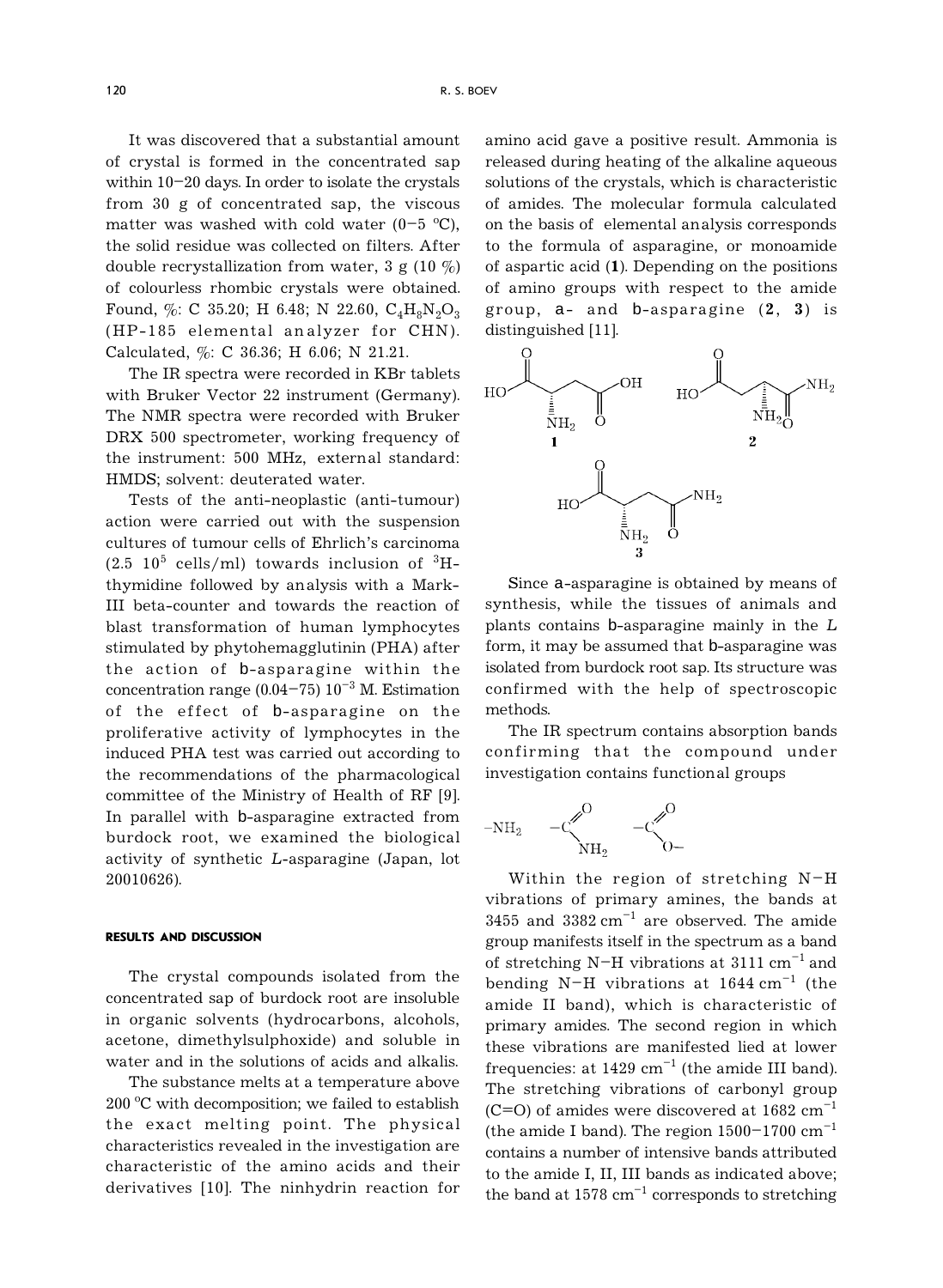It was discovered that a substantial amount of crystal is formed in the concentrated sap within 10–20 days. In order to isolate the crystals from 30 g of concentrated sap, the viscous matter was washed with cold water (0–5 °C), the solid residue was collected on filters. After double recrystallization from water, 3 g (10 %) of colourless rhombic crystals were obtained. Found, %: C 35.20; H 6.48; N 22.60, $C_4H_8N_2O_3$ (HP-185 elemental analyzer for CHN). Calculated, %: C 36.36; H 6.06; N 21.21.

The IR spectra were recorded in KBr tablets with Bruker Vector 22 instrument (Germany). The NMR spectra were recorded with Bruker DRX 500 spectrometer, working frequency of the instrument: 500 MHz, external standard: HMDS; solvent: deuterated water.

Tests of the anti-neoplastic (anti-tumour) action were carried out with the suspension cultures of tumour cells of Ehrlich's carcinoma ($2.5\ 10^5$ cells/ml) towards inclusion of $^3$H-thymidine followed by analysis with a Mark-III beta-counter and towards the reaction of blast transformation of human lymphocytes stimulated by phytohemagglutinin (PHA) after the action of b-asparagine within the concentration range (0.04–75) $10^{-3}$ M. Estimation of the effect of b-asparagine on the proliferative activity of lymphocytes in the induced PHA test was carried out according to the recommendations of the pharmacological committee of the Ministry of Health of RF [9]. In parallel with b-asparagine extracted from burdock root, we examined the biological activity of synthetic *L*-asparagine (Japan, lot 20010626).

## RESULTS AND DISCUSSION

The crystal compounds isolated from the concentrated sap of burdock root are insoluble in organic solvents (hydrocarbons, alcohols, acetone, dimethylsulphoxide) and soluble in water and in the solutions of acids and alkalis.

The substance melts at a temperature above 200 °C with decomposition; we failed to establish the exact melting point. The physical characteristics revealed in the investigation are characteristic of the amino acids and their derivatives [10]. The ninhydrin reaction for amino acid gave a positive result. Ammonia is released during heating of the alkaline aqueous solutions of the crystals, which is characteristic of amides. The molecular formula calculated on the basis of elemental analysis corresponds to the formula of asparagine, or monoamide of aspartic acid (**1**). Depending on the positions of amino groups with respect to the amide group, a- and b-asparagine (**2**, **3**) is distinguished [11].

**1** **2** **3**

Since a-asparagine is obtained by means of synthesis, while the tissues of animals and plants contains b-asparagine mainly in the *L* form, it may be assumed that b-asparagine was isolated from burdock root sap. Its structure was confirmed with the help of spectroscopic methods.

The IR spectrum contains absorption bands confirming that the compound under investigation contains functional groups

$-NH_2$ $-C(=O)NH_2$ $-C(=O)O-$

Within the region of stretching N–H vibrations of primary amines, the bands at 3455 and 3382 cm$^{-1}$ are observed. The amide group manifests itself in the spectrum as a band of stretching N–H vibrations at 3111 cm$^{-1}$ and bending N–H vibrations at 1644 cm$^{-1}$ (the amide II band), which is characteristic of primary amides. The second region in which these vibrations are manifested lied at lower frequencies: at 1429 cm$^{-1}$ (the amide III band). The stretching vibrations of carbonyl group (C=O) of amides were discovered at 1682 cm$^{-1}$ (the amide I band). The region 1500–1700 cm$^{-1}$ contains a number of intensive bands attributed to the amide I, II, III bands as indicated above; the band at 1578 cm$^{-1}$ corresponds to stretching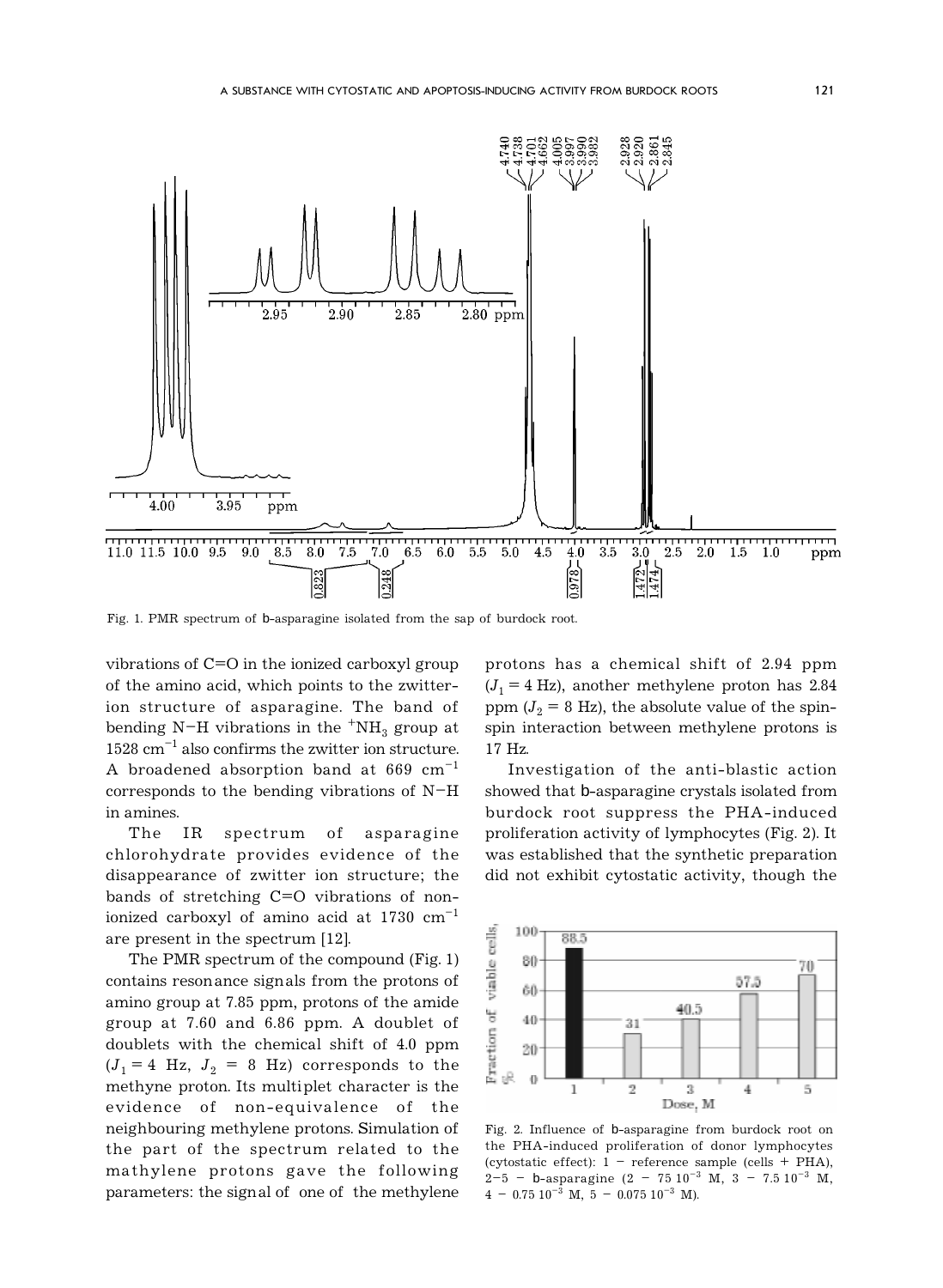Fig. 1. PMR spectrum of b-asparagine isolated from the sap of burdock root.

vibrations of C=O in the ionized carboxyl group of the amino acid, which points to the zwitter-ion structure of asparagine. The band of bending N–H vibrations in the $^{+}NH_3$ group at 1528 $cm^{-1}$ also confirms the zwitter ion structure. A broadened absorption band at 669 $cm^{-1}$ corresponds to the bending vibrations of N–H in amines.

The IR spectrum of asparagine chlorohydrate provides evidence of the disappearance of zwitter ion structure; the bands of stretching C=O vibrations of non-ionized carboxyl of amino acid at 1730 $cm^{-1}$ are present in the spectrum [12].

The PMR spectrum of the compound (Fig. 1) contains resonance signals from the protons of amino group at 7.85 ppm, protons of the amide group at 7.60 and 6.86 ppm. A doublet of doublets with the chemical shift of 4.0 ppm ($J_1$ = 4 Hz, $J_2$ = 8 Hz) corresponds to the methyne proton. Its multiplet character is the evidence of non-equivalence of the neighbouring methylene protons. Simulation of the part of the spectrum related to the mathylene protons gave the following parameters: the signal of one of the methylene protons has a chemical shift of 2.94 ppm ($J_1$ = 4 Hz), another methylene proton has 2.84 ppm ($J_2$ = 8 Hz), the absolute value of the spin-spin interaction between methylene protons is 17 Hz.

Investigation of the anti-blastic action showed that b-asparagine crystals isolated from burdock root suppress the PHA-induced proliferation activity of lymphocytes (Fig. 2). It was established that the synthetic preparation did not exhibit cytostatic activity, though the

Fig. 2. Influence of b-asparagine from burdock root on the PHA-induced proliferation of donor lymphocytes (cytostatic effect): 1 – reference sample (cells + PHA), 2–5 – b-asparagine (2 – 75 $10^{-3}$ M, 3 – 7.5 $10^{-3}$ M, 4 – 0.75 $10^{-3}$ M, 5 – 0.075 $10^{-3}$ M).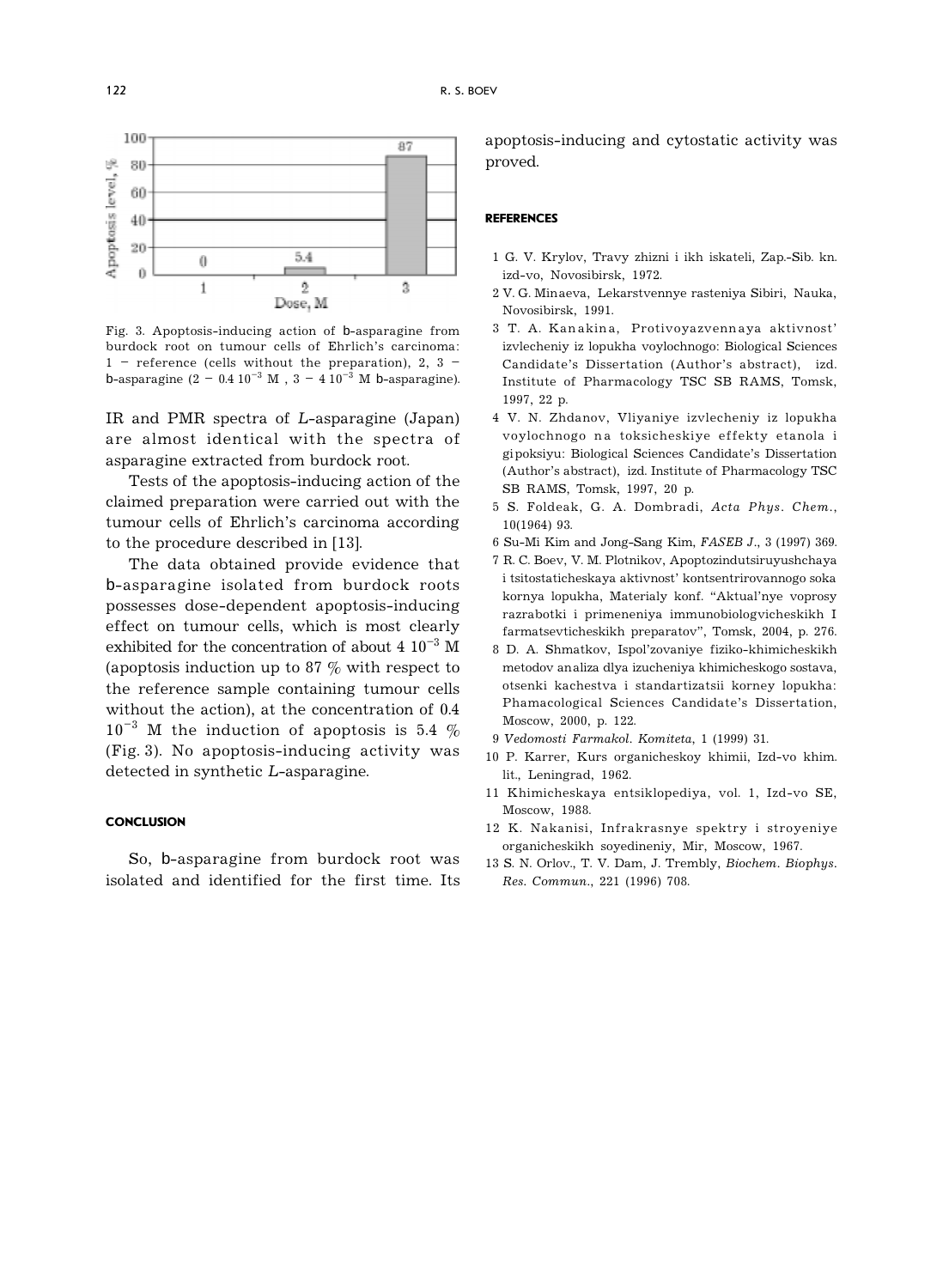100
80
60
40
20
0
Apoptosis level, %
87
0
5.4
1
2
3
Dose, M

Fig. 3. Apoptosis-inducing action of b-asparagine from burdock root on tumour cells of Ehrlich's carcinoma: 1 – reference (cells without the preparation), 2, 3 – b-asparagine (2 – $0.4\ 10^{-3}$ M , 3 – $4\ 10^{-3}$ M b-asparagine).

IR and PMR spectra of *L*-asparagine (Japan) are almost identical with the spectra of asparagine extracted from burdock root.

Tests of the apoptosis-inducing action of the claimed preparation were carried out with the tumour cells of Ehrlich's carcinoma according to the procedure described in [13].

The data obtained provide evidence that b-asparagine isolated from burdock roots possesses dose-dependent apoptosis-inducing effect on tumour cells, which is most clearly exhibited for the concentration of about $4\ 10^{-3}$ M (apoptosis induction up to 87 % with respect to the reference sample containing tumour cells without the action), at the concentration of $0.4\ 10^{-3}$ M the induction of apoptosis is 5.4 % (Fig. 3). No apoptosis-inducing activity was detected in synthetic *L*-asparagine.

## CONCLUSION

So, b-asparagine from burdock root was isolated and identified for the first time. Its apoptosis-inducing and cytostatic activity was proved.

## REFERENCES

1 G. V. Krylov, Travy zhizni i ikh iskateli, Zap.-Sib. kn. izd-vo, Novosibirsk, 1972.
2 V. G. Minaeva, Lekarstvennye rasteniya Sibiri, Nauka, Novosibirsk, 1991.
3 T. A. Kanakina, Protivoyazvennaya aktivnost' izvlecheniy iz lopukha voylochnogo: Biological Sciences Candidate's Dissertation (Author's abstract), izd. Institute of Pharmacology TSC SB RAMS, Tomsk, 1997, 22 p.
4 V. N. Zhdanov, Vliyaniye izvlecheniy iz lopukha voylochnogo na toksicheskiye effekty etanola i gipoksiyu: Biological Sciences Candidate's Dissertation (Author's abstract), izd. Institute of Pharmacology TSC SB RAMS, Tomsk, 1997, 20 p.
5 S. Foldeak, G. A. Dombradi, *Acta Phys. Chem.*, 10(1964) 93.
6 Su-Mi Kim and Jong-Sang Kim, *FASEB J.*, 3 (1997) 369.
7 R. C. Boev, V. M. Plotnikov, Apoptozindutsiruyushchaya i tsitostaticheskaya aktivnost' kontsentrirovannogo soka kornya lopukha, Materialy konf. "Aktual'nye voprosy razrabotki i primeneniya immunobiologvicheskikh I farmatsevticheskikh preparatov", Tomsk, 2004, p. 276.
8 D. A. Shmatkov, Ispol'zovaniye fiziko-khimicheskikh metodov analiza dlya izucheniya khimicheskogo sostava, otsenki kachestva i standartizatsii korney lopukha: Phamacological Sciences Candidate's Dissertation, Moscow, 2000, p. 122.
9 *Vedomosti Farmakol. Komiteta*, 1 (1999) 31.
10 P. Karrer, Kurs organicheskoy khimii, Izd-vo khim. lit., Leningrad, 1962.
11 Khimicheskaya entsiklopediya, vol. 1, Izd-vo SE, Moscow, 1988.
12 K. Nakanisi, Infrakrasnye spektry i stroyeniye organicheskikh soyedineniy, Mir, Moscow, 1967.
13 S. N. Orlov., T. V. Dam, J. Trembly, *Biochem. Biophys. Res. Commun.*, 221 (1996) 708.